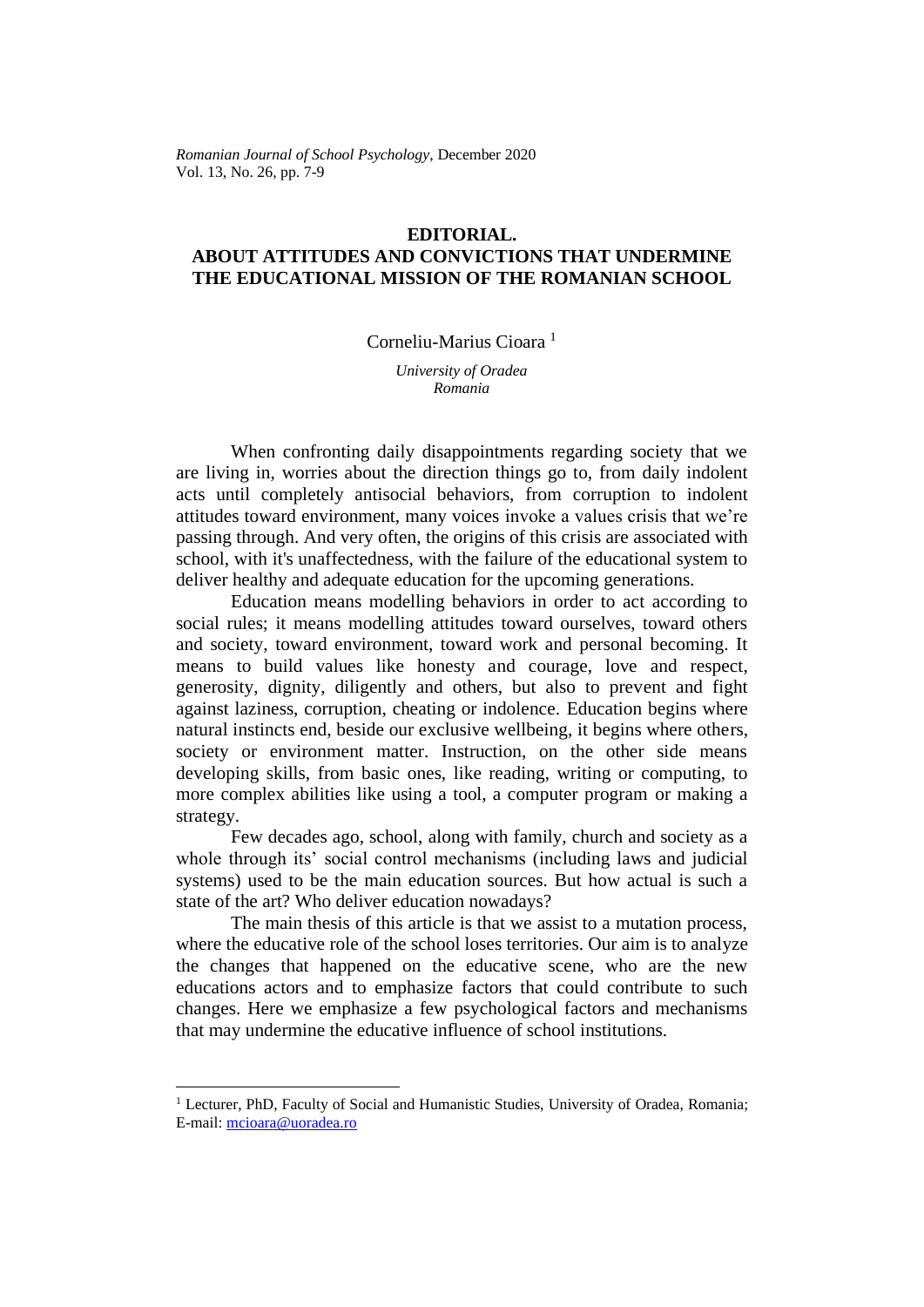# EDITORIAL. ABOUT ATTITUDES AND CONVICTIONS THAT UNDERMINE THE EDUCATIONAL MISSION OF THE ROMANIAN SCHOOL

Corneliu-Marius Cioara [1]

*University of Oradea*
*Romania*

When confronting daily disappointments regarding society that we are living in, worries about the direction things go to, from daily indolent acts until completely antisocial behaviors, from corruption to indolent attitudes toward environment, many voices invoke a values crisis that we're passing through. And very often, the origins of this crisis are associated with school, with it's unaffectedness, with the failure of the educational system to deliver healthy and adequate education for the upcoming generations.

Education means modelling behaviors in order to act according to social rules; it means modelling attitudes toward ourselves, toward others and society, toward environment, toward work and personal becoming. It means to build values like honesty and courage, love and respect, generosity, dignity, diligently and others, but also to prevent and fight against laziness, corruption, cheating or indolence. Education begins where natural instincts end, beside our exclusive wellbeing, it begins where others, society or environment matter. Instruction, on the other side means developing skills, from basic ones, like reading, writing or computing, to more complex abilities like using a tool, a computer program or making a strategy.

Few decades ago, school, along with family, church and society as a whole through its' social control mechanisms (including laws and judicial systems) used to be the main education sources. But how actual is such a state of the art? Who deliver education nowadays?

The main thesis of this article is that we assist to a mutation process, where the educative role of the school loses territories. Our aim is to analyze the changes that happened on the educative scene, who are the new educations actors and to emphasize factors that could contribute to such changes. Here we emphasize a few psychological factors and mechanisms that may undermine the educative influence of school institutions.

---

[1] Lecturer, PhD, Faculty of Social and Humanistic Studies, University of Oradea, Romania; E-mail: mcioara@uoradea.ro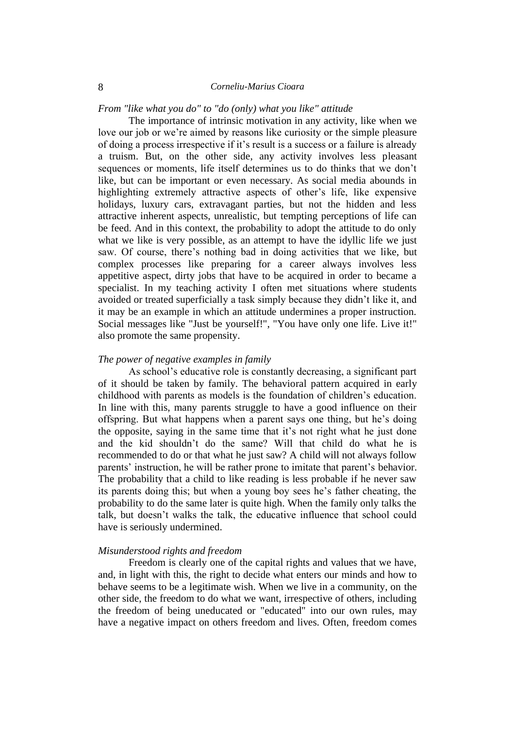*From "like what you do" to "do (only) what you like" attitude*

The importance of intrinsic motivation in any activity, like when we love our job or we're aimed by reasons like curiosity or the simple pleasure of doing a process irrespective if it's result is a success or a failure is already a truism. But, on the other side, any activity involves less pleasant sequences or moments, life itself determines us to do thinks that we don't like, but can be important or even necessary. As social media abounds in highlighting extremely attractive aspects of other's life, like expensive holidays, luxury cars, extravagant parties, but not the hidden and less attractive inherent aspects, unrealistic, but tempting perceptions of life can be feed. And in this context, the probability to adopt the attitude to do only what we like is very possible, as an attempt to have the idyllic life we just saw. Of course, there's nothing bad in doing activities that we like, but complex processes like preparing for a career always involves less appetitive aspect, dirty jobs that have to be acquired in order to became a specialist. In my teaching activity I often met situations where students avoided or treated superficially a task simply because they didn't like it, and it may be an example in which an attitude undermines a proper instruction. Social messages like "Just be yourself!", "You have only one life. Live it!" also promote the same propensity.

*The power of negative examples in family*

As school's educative role is constantly decreasing, a significant part of it should be taken by family. The behavioral pattern acquired in early childhood with parents as models is the foundation of children's education. In line with this, many parents struggle to have a good influence on their offspring. But what happens when a parent says one thing, but he's doing the opposite, saying in the same time that it's not right what he just done and the kid shouldn't do the same? Will that child do what he is recommended to do or that what he just saw? A child will not always follow parents' instruction, he will be rather prone to imitate that parent's behavior. The probability that a child to like reading is less probable if he never saw its parents doing this; but when a young boy sees he's father cheating, the probability to do the same later is quite high. When the family only talks the talk, but doesn't walks the talk, the educative influence that school could have is seriously undermined.

*Misunderstood rights and freedom*

Freedom is clearly one of the capital rights and values that we have, and, in light with this, the right to decide what enters our minds and how to behave seems to be a legitimate wish. When we live in a community, on the other side, the freedom to do what we want, irrespective of others, including the freedom of being uneducated or "educated" into our own rules, may have a negative impact on others freedom and lives. Often, freedom comes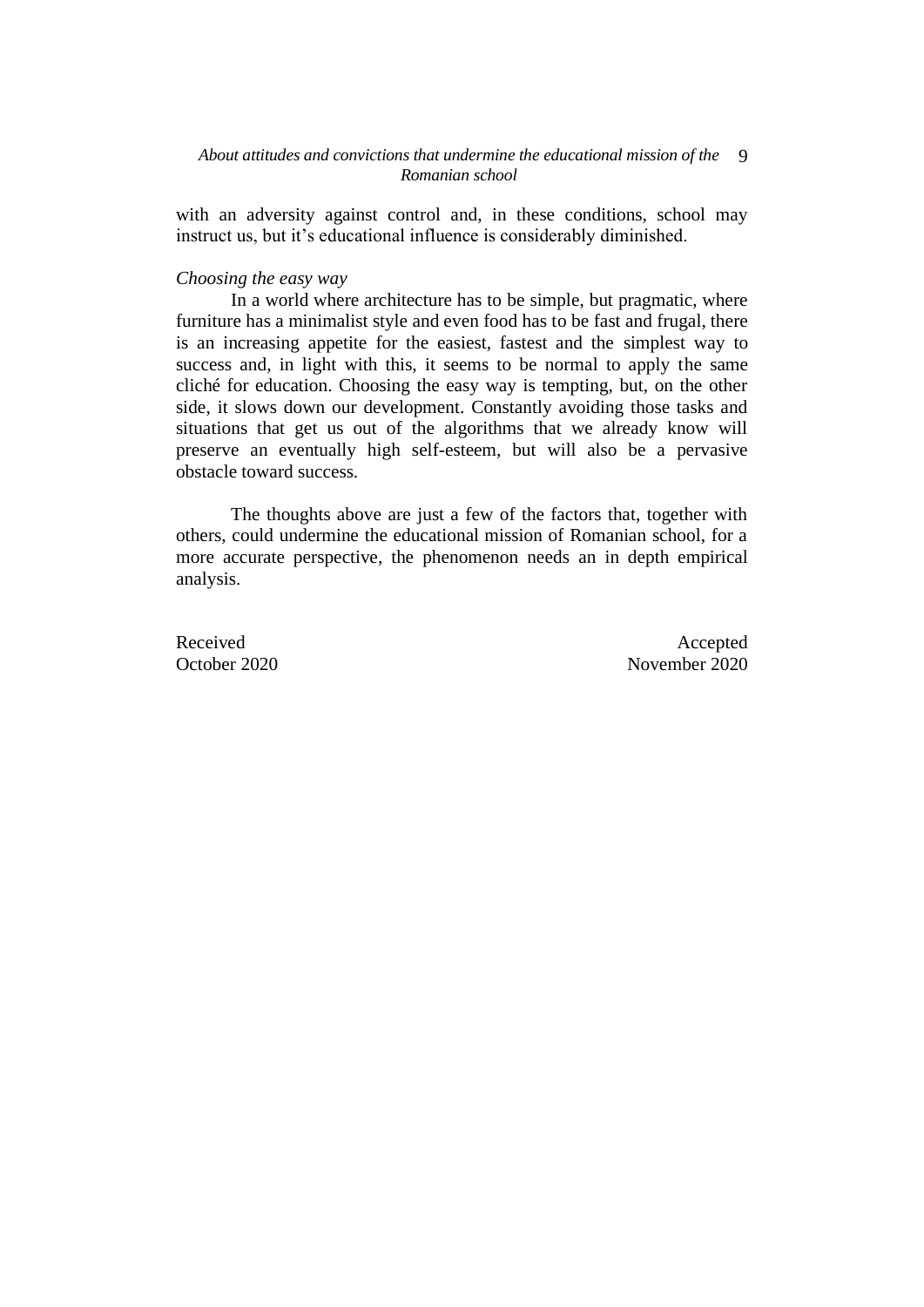with an adversity against control and, in these conditions, school may instruct us, but it's educational influence is considerably diminished.

*Choosing the easy way*

In a world where architecture has to be simple, but pragmatic, where furniture has a minimalist style and even food has to be fast and frugal, there is an increasing appetite for the easiest, fastest and the simplest way to success and, in light with this, it seems to be normal to apply the same cliché for education. Choosing the easy way is tempting, but, on the other side, it slows down our development. Constantly avoiding those tasks and situations that get us out of the algorithms that we already know will preserve an eventually high self-esteem, but will also be a pervasive obstacle toward success.

The thoughts above are just a few of the factors that, together with others, could undermine the educational mission of Romanian school, for a more accurate perspective, the phenomenon needs an in depth empirical analysis.

Received
October 2020

Accepted
November 2020